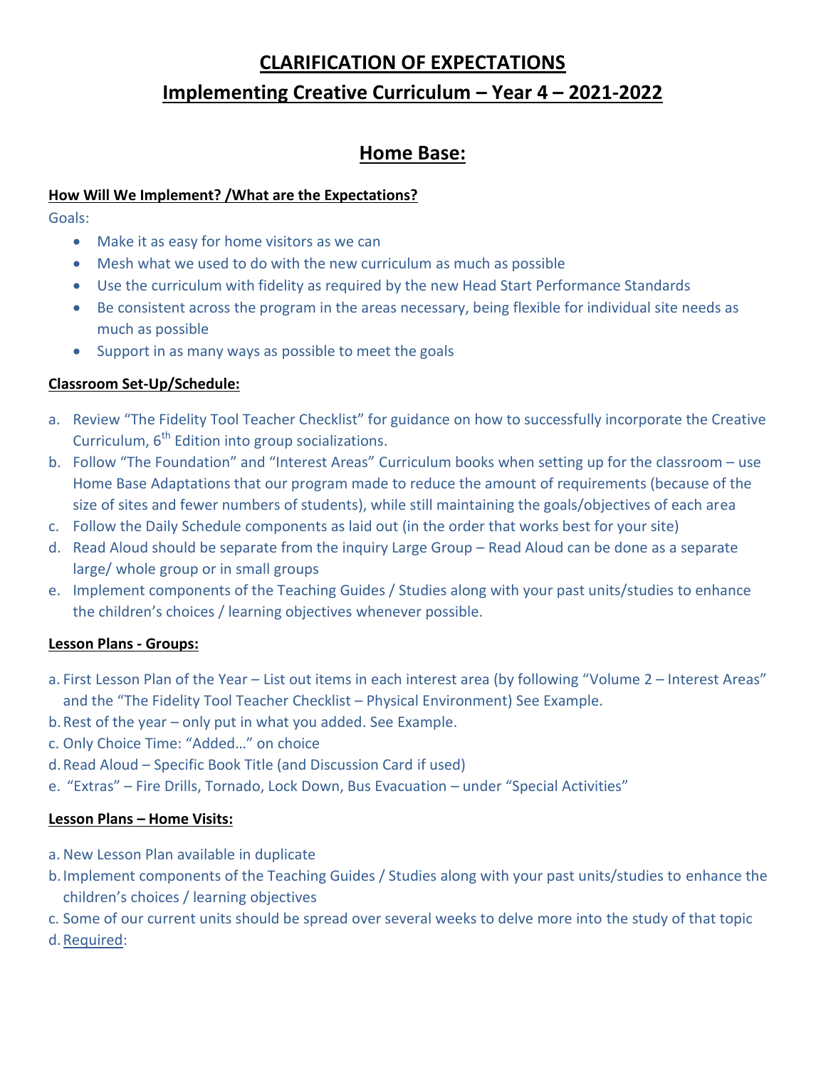# CLARIFICATION OF EXPECTATIONS

# Implementing Creative Curriculum – Year 4 – 2021-2022

## Home Base:

### How Will We Implement? /What are the Expectations?

Goals:

- Make it as easy for home visitors as we can
- Mesh what we used to do with the new curriculum as much as possible
- Use the curriculum with fidelity as required by the new Head Start Performance Standards
- Be consistent across the program in the areas necessary, being flexible for individual site needs as much as possible
- Support in as many ways as possible to meet the goals

### Classroom Set-Up/Schedule:

a. Review "The Fidelity Tool Teacher Checklist" for guidance on how to successfully incorporate the Creative Curriculum, 6th Edition into group socializations.
b. Follow "The Foundation" and "Interest Areas" Curriculum books when setting up for the classroom – use Home Base Adaptations that our program made to reduce the amount of requirements (because of the size of sites and fewer numbers of students), while still maintaining the goals/objectives of each area
c. Follow the Daily Schedule components as laid out (in the order that works best for your site)
d. Read Aloud should be separate from the inquiry Large Group – Read Aloud can be done as a separate large/ whole group or in small groups
e. Implement components of the Teaching Guides / Studies along with your past units/studies to enhance the children's choices / learning objectives whenever possible.

### Lesson Plans - Groups:

a. First Lesson Plan of the Year – List out items in each interest area (by following "Volume 2 – Interest Areas" and the "The Fidelity Tool Teacher Checklist – Physical Environment) See Example.
b. Rest of the year – only put in what you added. See Example.
c. Only Choice Time: "Added…" on choice
d. Read Aloud – Specific Book Title (and Discussion Card if used)
e. "Extras" – Fire Drills, Tornado, Lock Down, Bus Evacuation – under "Special Activities"

### Lesson Plans – Home Visits:

a. New Lesson Plan available in duplicate
b. Implement components of the Teaching Guides / Studies along with your past units/studies to enhance the children's choices / learning objectives
c. Some of our current units should be spread over several weeks to delve more into the study of that topic
d. Required: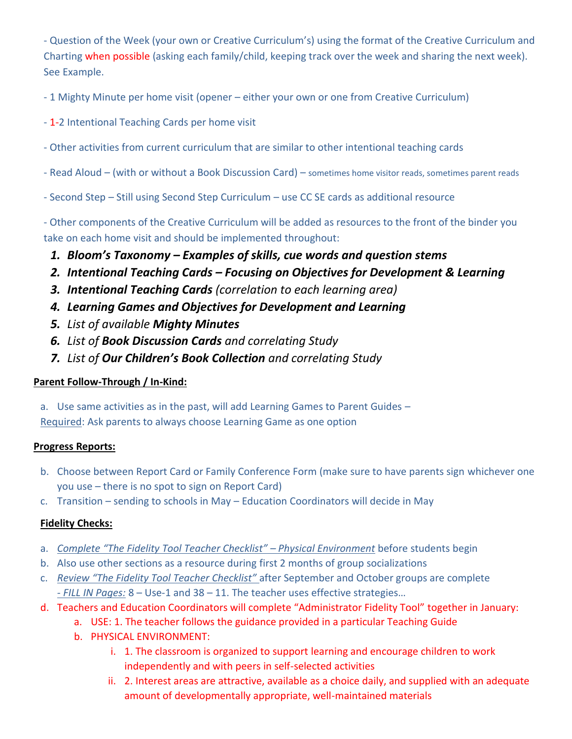- Question of the Week (your own or Creative Curriculum's) using the format of the Creative Curriculum and Charting when possible (asking each family/child, keeping track over the week and sharing the next week). See Example.

- 1 Mighty Minute per home visit (opener – either your own or one from Creative Curriculum)

- 1-2 Intentional Teaching Cards per home visit

- Other activities from current curriculum that are similar to other intentional teaching cards

- Read Aloud – (with or without a Book Discussion Card) – sometimes home visitor reads, sometimes parent reads

- Second Step – Still using Second Step Curriculum – use CC SE cards as additional resource

- Other components of the Creative Curriculum will be added as resources to the front of the binder you take on each home visit and should be implemented throughout:

1. ***Bloom's Taxonomy – Examples of skills, cue words and question stems***
2. ***Intentional Teaching Cards – Focusing on Objectives for Development & Learning***
3. ***Intentional Teaching Cards*** *(correlation to each learning area)*
4. ***Learning Games and Objectives for Development and Learning***
5. *List of available* ***Mighty Minutes***
6. *List of* ***Book Discussion Cards*** *and correlating Study*
7. *List of* ***Our Children's Book Collection*** *and correlating Study*

**Parent Follow-Through / In-Kind:**

a. Use same activities as in the past, will add Learning Games to Parent Guides – Required: Ask parents to always choose Learning Game as one option

**Progress Reports:**

b. Choose between Report Card or Family Conference Form (make sure to have parents sign whichever one you use – there is no spot to sign on Report Card)
c. Transition – sending to schools in May – Education Coordinators will decide in May

**Fidelity Checks:**

a. *Complete "The Fidelity Tool Teacher Checklist" – Physical Environment* before students begin
b. Also use other sections as a resource during first 2 months of group socializations
c. *Review "The Fidelity Tool Teacher Checklist"* after September and October groups are complete
   *- FILL IN Pages:* 8 – Use-1 and 38 – 11. The teacher uses effective strategies…
d. Teachers and Education Coordinators will complete "Administrator Fidelity Tool" together in January:
   a. USE: 1. The teacher follows the guidance provided in a particular Teaching Guide
   b. PHYSICAL ENVIRONMENT:
      i. 1. The classroom is organized to support learning and encourage children to work independently and with peers in self-selected activities
      ii. 2. Interest areas are attractive, available as a choice daily, and supplied with an adequate amount of developmentally appropriate, well-maintained materials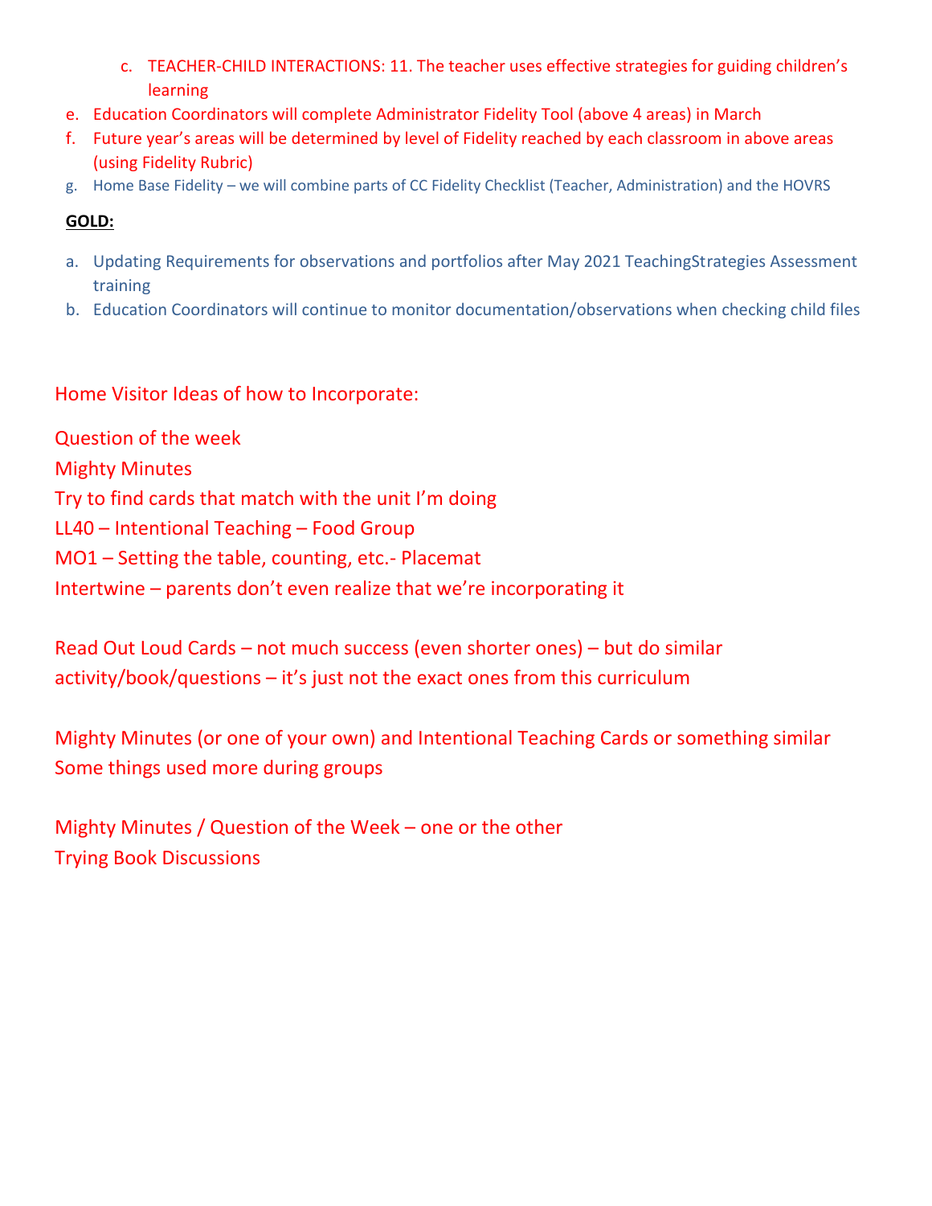c. TEACHER-CHILD INTERACTIONS: 11. The teacher uses effective strategies for guiding children's learning

e. Education Coordinators will complete Administrator Fidelity Tool (above 4 areas) in March
f. Future year's areas will be determined by level of Fidelity reached by each classroom in above areas (using Fidelity Rubric)
g. Home Base Fidelity – we will combine parts of CC Fidelity Checklist (Teacher, Administration) and the HOVRS

**GOLD:**

a. Updating Requirements for observations and portfolios after May 2021 TeachingStrategies Assessment training
b. Education Coordinators will continue to monitor documentation/observations when checking child files

Home Visitor Ideas of how to Incorporate:

Question of the week
Mighty Minutes
Try to find cards that match with the unit I'm doing
LL40 – Intentional Teaching – Food Group
MO1 – Setting the table, counting, etc.- Placemat
Intertwine – parents don't even realize that we're incorporating it

Read Out Loud Cards – not much success (even shorter ones) – but do similar activity/book/questions – it's just not the exact ones from this curriculum

Mighty Minutes (or one of your own) and Intentional Teaching Cards or something similar
Some things used more during groups

Mighty Minutes / Question of the Week – one or the other
Trying Book Discussions